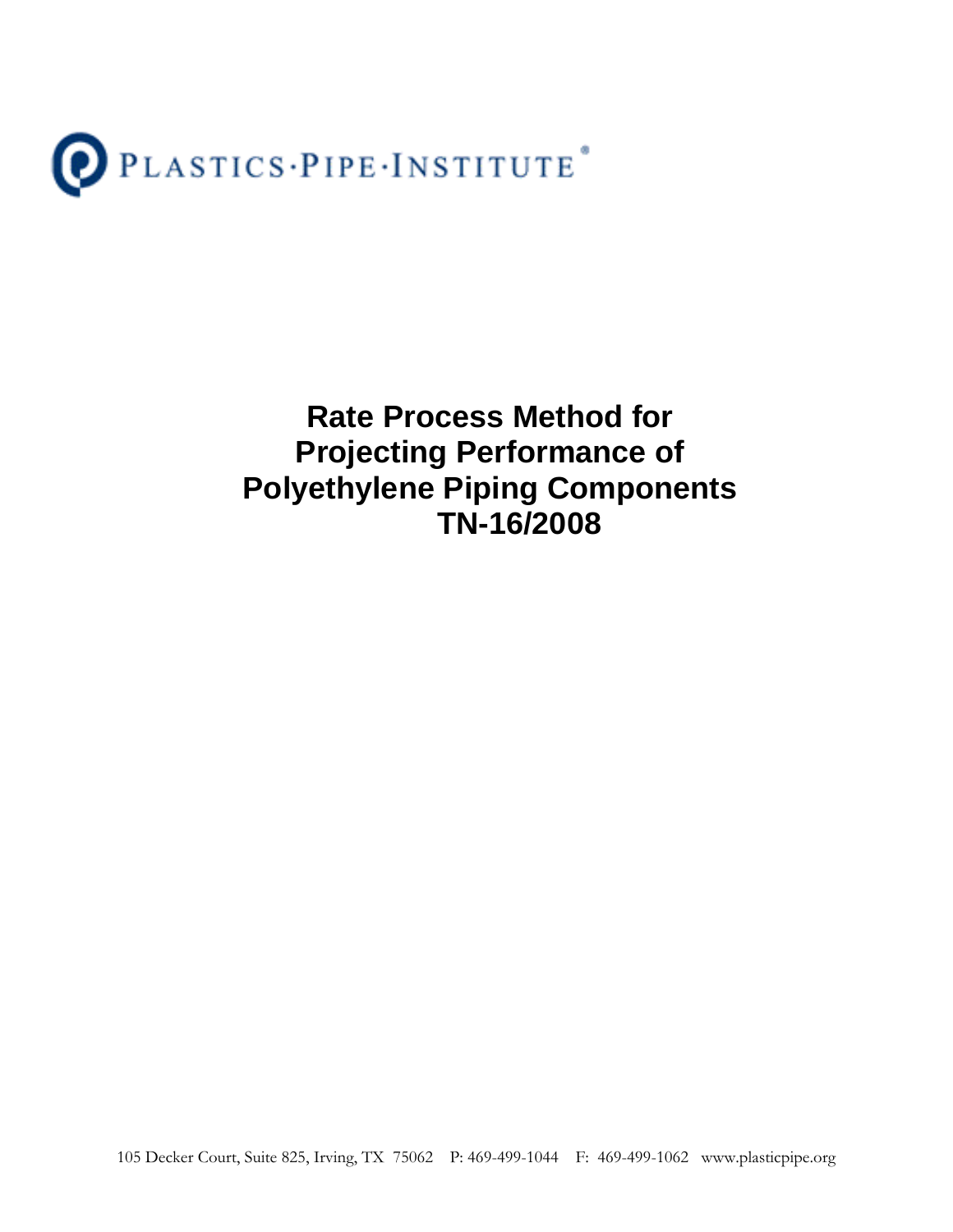PLASTICS·PIPE·INSTITUTE®

# Rate Process Method for Projecting Performance of Polyethylene Piping Components TN-16/2008

105 Decker Court, Suite 825, Irving, TX 75062 P: 469-499-1044 F: 469-499-1062 www.plasticpipe.org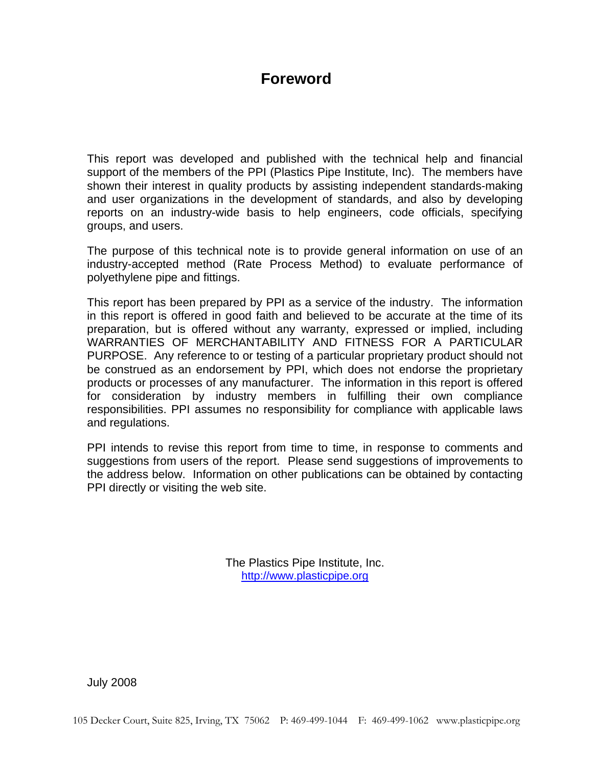# Foreword

This report was developed and published with the technical help and financial support of the members of the PPI (Plastics Pipe Institute, Inc). The members have shown their interest in quality products by assisting independent standards-making and user organizations in the development of standards, and also by developing reports on an industry-wide basis to help engineers, code officials, specifying groups, and users.

The purpose of this technical note is to provide general information on use of an industry-accepted method (Rate Process Method) to evaluate performance of polyethylene pipe and fittings.

This report has been prepared by PPI as a service of the industry. The information in this report is offered in good faith and believed to be accurate at the time of its preparation, but is offered without any warranty, expressed or implied, including WARRANTIES OF MERCHANTABILITY AND FITNESS FOR A PARTICULAR PURPOSE. Any reference to or testing of a particular proprietary product should not be construed as an endorsement by PPI, which does not endorse the proprietary products or processes of any manufacturer. The information in this report is offered for consideration by industry members in fulfilling their own compliance responsibilities. PPI assumes no responsibility for compliance with applicable laws and regulations.

PPI intends to revise this report from time to time, in response to comments and suggestions from users of the report. Please send suggestions of improvements to the address below. Information on other publications can be obtained by contacting PPI directly or visiting the web site.

The Plastics Pipe Institute, Inc.
http://www.plasticpipe.org

July 2008

105 Decker Court, Suite 825, Irving, TX 75062 P: 469-499-1044 F: 469-499-1062 www.plasticpipe.org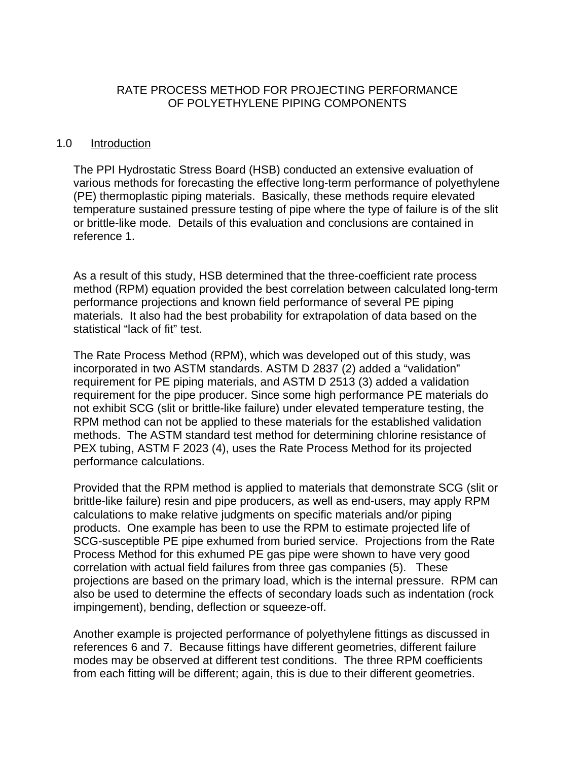# RATE PROCESS METHOD FOR PROJECTING PERFORMANCE OF POLYETHYLENE PIPING COMPONENTS

## 1.0 Introduction

The PPI Hydrostatic Stress Board (HSB) conducted an extensive evaluation of various methods for forecasting the effective long-term performance of polyethylene (PE) thermoplastic piping materials. Basically, these methods require elevated temperature sustained pressure testing of pipe where the type of failure is of the slit or brittle-like mode. Details of this evaluation and conclusions are contained in reference 1.

As a result of this study, HSB determined that the three-coefficient rate process method (RPM) equation provided the best correlation between calculated long-term performance projections and known field performance of several PE piping materials. It also had the best probability for extrapolation of data based on the statistical "lack of fit" test.

The Rate Process Method (RPM), which was developed out of this study, was incorporated in two ASTM standards. ASTM D 2837 (2) added a "validation" requirement for PE piping materials, and ASTM D 2513 (3) added a validation requirement for the pipe producer. Since some high performance PE materials do not exhibit SCG (slit or brittle-like failure) under elevated temperature testing, the RPM method can not be applied to these materials for the established validation methods. The ASTM standard test method for determining chlorine resistance of PEX tubing, ASTM F 2023 (4), uses the Rate Process Method for its projected performance calculations.

Provided that the RPM method is applied to materials that demonstrate SCG (slit or brittle-like failure) resin and pipe producers, as well as end-users, may apply RPM calculations to make relative judgments on specific materials and/or piping products. One example has been to use the RPM to estimate projected life of SCG-susceptible PE pipe exhumed from buried service. Projections from the Rate Process Method for this exhumed PE gas pipe were shown to have very good correlation with actual field failures from three gas companies (5). These projections are based on the primary load, which is the internal pressure. RPM can also be used to determine the effects of secondary loads such as indentation (rock impingement), bending, deflection or squeeze-off.

Another example is projected performance of polyethylene fittings as discussed in references 6 and 7. Because fittings have different geometries, different failure modes may be observed at different test conditions. The three RPM coefficients from each fitting will be different; again, this is due to their different geometries.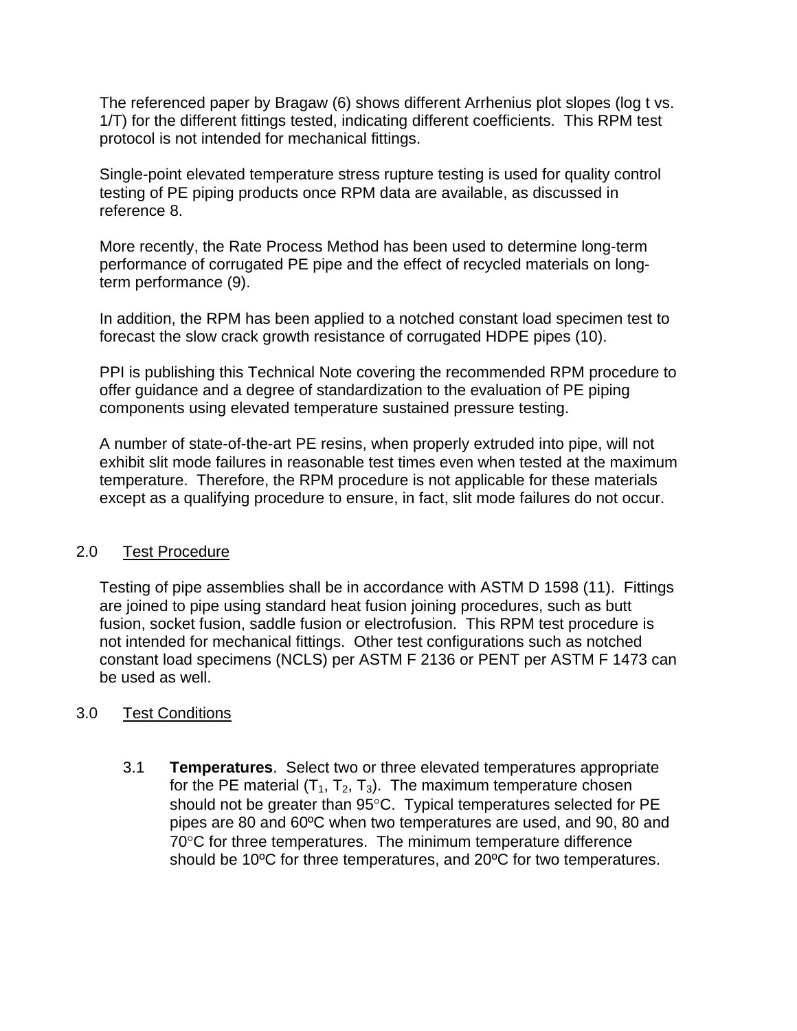The referenced paper by Bragaw (6) shows different Arrhenius plot slopes (log t vs. 1/T) for the different fittings tested, indicating different coefficients. This RPM test protocol is not intended for mechanical fittings.

Single-point elevated temperature stress rupture testing is used for quality control testing of PE piping products once RPM data are available, as discussed in reference 8.

More recently, the Rate Process Method has been used to determine long-term performance of corrugated PE pipe and the effect of recycled materials on long-term performance (9).

In addition, the RPM has been applied to a notched constant load specimen test to forecast the slow crack growth resistance of corrugated HDPE pipes (10).

PPI is publishing this Technical Note covering the recommended RPM procedure to offer guidance and a degree of standardization to the evaluation of PE piping components using elevated temperature sustained pressure testing.

A number of state-of-the-art PE resins, when properly extruded into pipe, will not exhibit slit mode failures in reasonable test times even when tested at the maximum temperature. Therefore, the RPM procedure is not applicable for these materials except as a qualifying procedure to ensure, in fact, slit mode failures do not occur.

## 2.0 Test Procedure

Testing of pipe assemblies shall be in accordance with ASTM D 1598 (11). Fittings are joined to pipe using standard heat fusion joining procedures, such as butt fusion, socket fusion, saddle fusion or electrofusion. This RPM test procedure is not intended for mechanical fittings. Other test configurations such as notched constant load specimens (NCLS) per ASTM F 2136 or PENT per ASTM F 1473 can be used as well.

## 3.0 Test Conditions

3.1 **Temperatures**. Select two or three elevated temperatures appropriate for the PE material ($T_1$, $T_2$, $T_3$). The maximum temperature chosen should not be greater than 95°C. Typical temperatures selected for PE pipes are 80 and 60ºC when two temperatures are used, and 90, 80 and 70°C for three temperatures. The minimum temperature difference should be 10ºC for three temperatures, and 20ºC for two temperatures.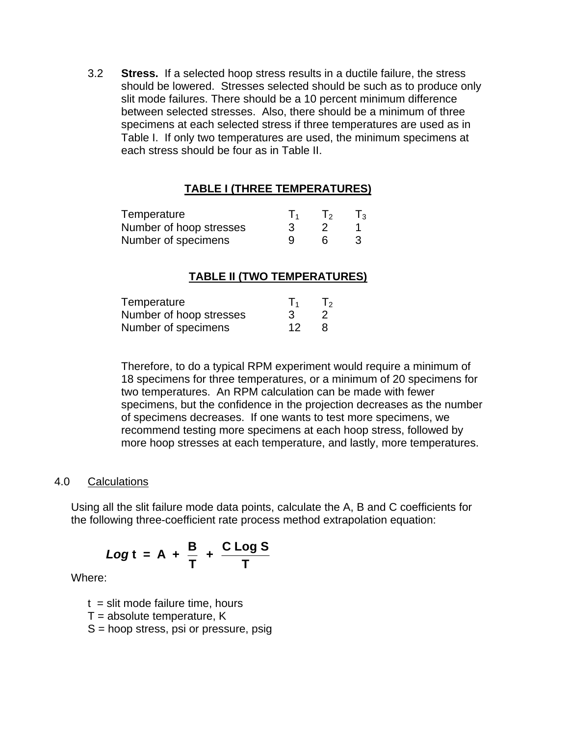3.2 **Stress.** If a selected hoop stress results in a ductile failure, the stress should be lowered. Stresses selected should be such as to produce only slit mode failures. There should be a 10 percent minimum difference between selected stresses. Also, there should be a minimum of three specimens at each selected stress if three temperatures are used as in Table I. If only two temperatures are used, the minimum specimens at each stress should be four as in Table II.

**TABLE I (THREE TEMPERATURES)**

| Temperature | $T_1$ | $T_2$ | $T_3$ |
|---|---|---|---|
| Number of hoop stresses | 3 | 2 | 1 |
| Number of specimens | 9 | 6 | 3 |

**TABLE II (TWO TEMPERATURES)**

| Temperature | $T_1$ | $T_2$ |
|---|---|---|
| Number of hoop stresses | 3 | 2 |
| Number of specimens | 12 | 8 |

Therefore, to do a typical RPM experiment would require a minimum of 18 specimens for three temperatures, or a minimum of 20 specimens for two temperatures. An RPM calculation can be made with fewer specimens, but the confidence in the projection decreases as the number of specimens decreases. If one wants to test more specimens, we recommend testing more specimens at each hoop stress, followed by more hoop stresses at each temperature, and lastly, more temperatures.

## 4.0 Calculations

Using all the slit failure mode data points, calculate the A, B and C coefficients for the following three-coefficient rate process method extrapolation equation:

$$\mathbf{Log\ t = A + \frac{B}{T} + \frac{C\ Log\ S}{T}}$$

Where:

t = slit mode failure time, hours
T = absolute temperature, K
S = hoop stress, psi or pressure, psig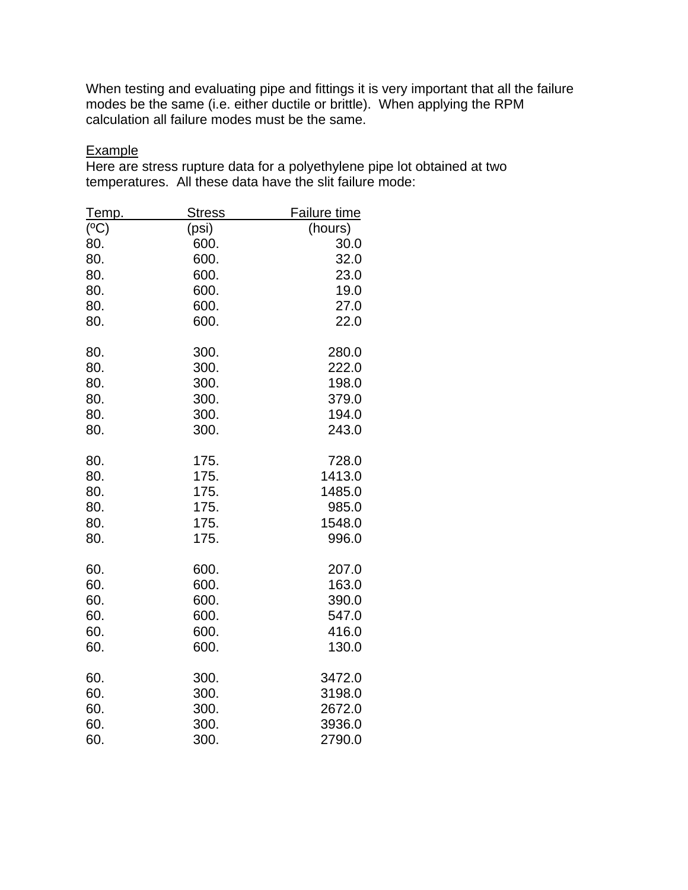When testing and evaluating pipe and fittings it is very important that all the failure modes be the same (i.e. either ductile or brittle). When applying the RPM calculation all failure modes must be the same.

Example

Here are stress rupture data for a polyethylene pipe lot obtained at two temperatures. All these data have the slit failure mode:

| Temp. (ºC) | Stress (psi) | Failure time (hours) |
|---|---|---|
| 80. | 600. | 30.0 |
| 80. | 600. | 32.0 |
| 80. | 600. | 23.0 |
| 80. | 600. | 19.0 |
| 80. | 600. | 27.0 |
| 80. | 600. | 22.0 |
| | | |
| 80. | 300. | 280.0 |
| 80. | 300. | 222.0 |
| 80. | 300. | 198.0 |
| 80. | 300. | 379.0 |
| 80. | 300. | 194.0 |
| 80. | 300. | 243.0 |
| | | |
| 80. | 175. | 728.0 |
| 80. | 175. | 1413.0 |
| 80. | 175. | 1485.0 |
| 80. | 175. | 985.0 |
| 80. | 175. | 1548.0 |
| 80. | 175. | 996.0 |
| | | |
| 60. | 600. | 207.0 |
| 60. | 600. | 163.0 |
| 60. | 600. | 390.0 |
| 60. | 600. | 547.0 |
| 60. | 600. | 416.0 |
| 60. | 600. | 130.0 |
| | | |
| 60. | 300. | 3472.0 |
| 60. | 300. | 3198.0 |
| 60. | 300. | 2672.0 |
| 60. | 300. | 3936.0 |
| 60. | 300. | 2790.0 |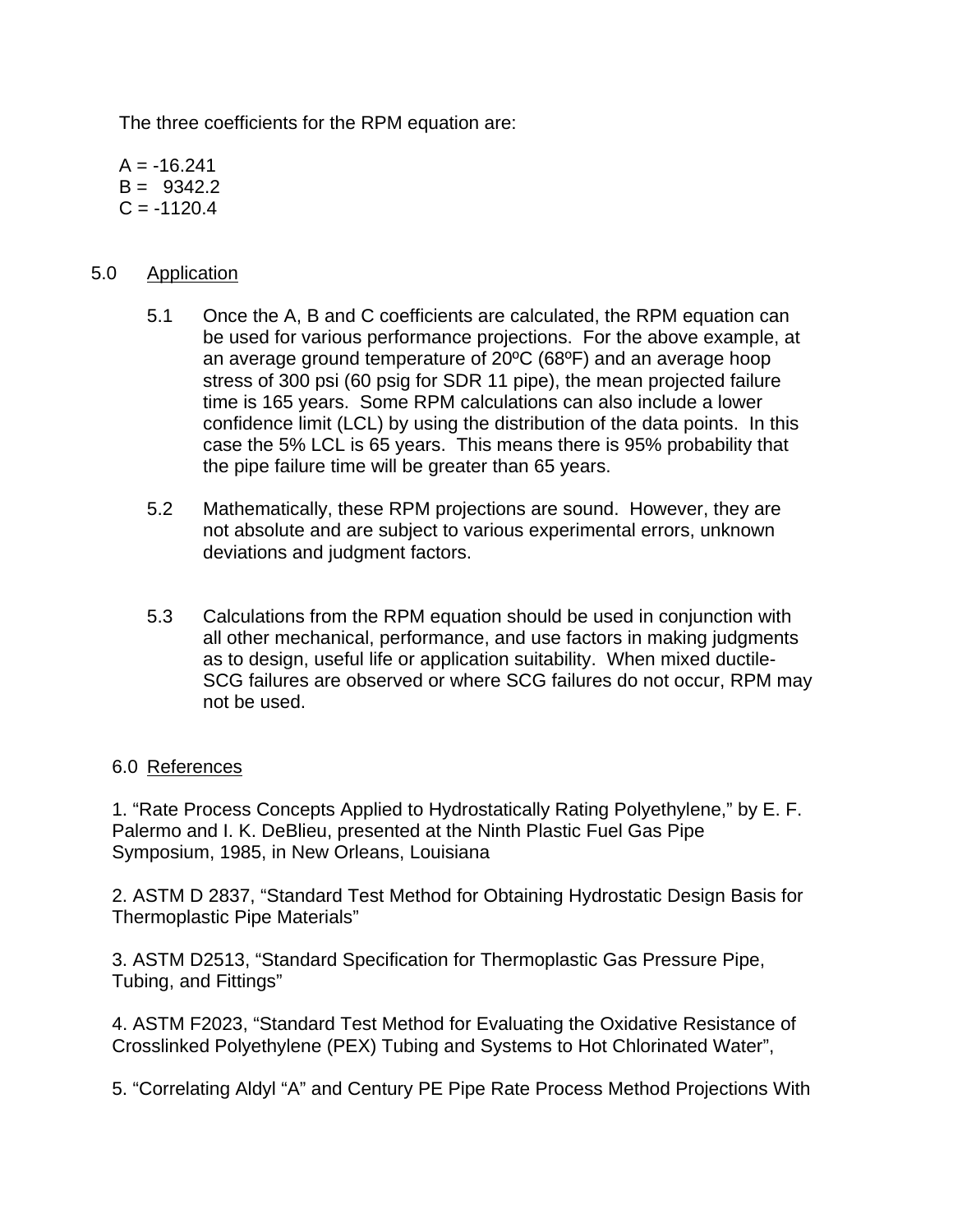The three coefficients for the RPM equation are:

A = -16.241
B = 9342.2
C = -1120.4

## 5.0 Application

5.1 Once the A, B and C coefficients are calculated, the RPM equation can be used for various performance projections. For the above example, at an average ground temperature of 20ºC (68ºF) and an average hoop stress of 300 psi (60 psig for SDR 11 pipe), the mean projected failure time is 165 years. Some RPM calculations can also include a lower confidence limit (LCL) by using the distribution of the data points. In this case the 5% LCL is 65 years. This means there is 95% probability that the pipe failure time will be greater than 65 years.

5.2 Mathematically, these RPM projections are sound. However, they are not absolute and are subject to various experimental errors, unknown deviations and judgment factors.

5.3 Calculations from the RPM equation should be used in conjunction with all other mechanical, performance, and use factors in making judgments as to design, useful life or application suitability. When mixed ductile-SCG failures are observed or where SCG failures do not occur, RPM may not be used.

## 6.0 References

1. "Rate Process Concepts Applied to Hydrostatically Rating Polyethylene," by E. F. Palermo and I. K. DeBlieu, presented at the Ninth Plastic Fuel Gas Pipe Symposium, 1985, in New Orleans, Louisiana

2. ASTM D 2837, "Standard Test Method for Obtaining Hydrostatic Design Basis for Thermoplastic Pipe Materials"

3. ASTM D2513, "Standard Specification for Thermoplastic Gas Pressure Pipe, Tubing, and Fittings"

4. ASTM F2023, "Standard Test Method for Evaluating the Oxidative Resistance of Crosslinked Polyethylene (PEX) Tubing and Systems to Hot Chlorinated Water",

5. "Correlating Aldyl "A" and Century PE Pipe Rate Process Method Projections With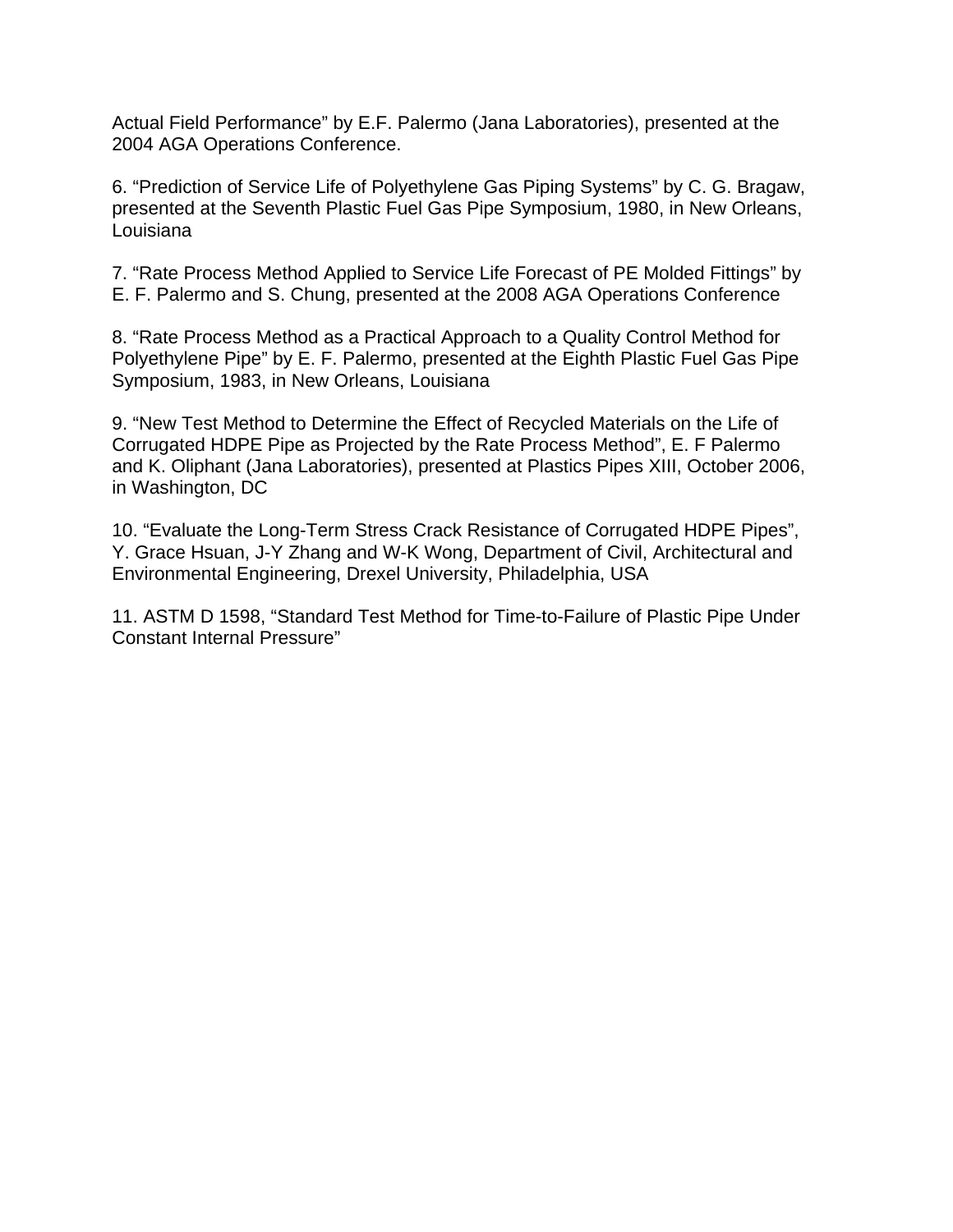Actual Field Performance" by E.F. Palermo (Jana Laboratories), presented at the 2004 AGA Operations Conference.

6. "Prediction of Service Life of Polyethylene Gas Piping Systems" by C. G. Bragaw, presented at the Seventh Plastic Fuel Gas Pipe Symposium, 1980, in New Orleans, Louisiana

7. "Rate Process Method Applied to Service Life Forecast of PE Molded Fittings" by E. F. Palermo and S. Chung, presented at the 2008 AGA Operations Conference

8. "Rate Process Method as a Practical Approach to a Quality Control Method for Polyethylene Pipe" by E. F. Palermo, presented at the Eighth Plastic Fuel Gas Pipe Symposium, 1983, in New Orleans, Louisiana

9. "New Test Method to Determine the Effect of Recycled Materials on the Life of Corrugated HDPE Pipe as Projected by the Rate Process Method", E. F Palermo and K. Oliphant (Jana Laboratories), presented at Plastics Pipes XIII, October 2006, in Washington, DC

10. "Evaluate the Long-Term Stress Crack Resistance of Corrugated HDPE Pipes", Y. Grace Hsuan, J-Y Zhang and W-K Wong, Department of Civil, Architectural and Environmental Engineering, Drexel University, Philadelphia, USA

11. ASTM D 1598, "Standard Test Method for Time-to-Failure of Plastic Pipe Under Constant Internal Pressure"